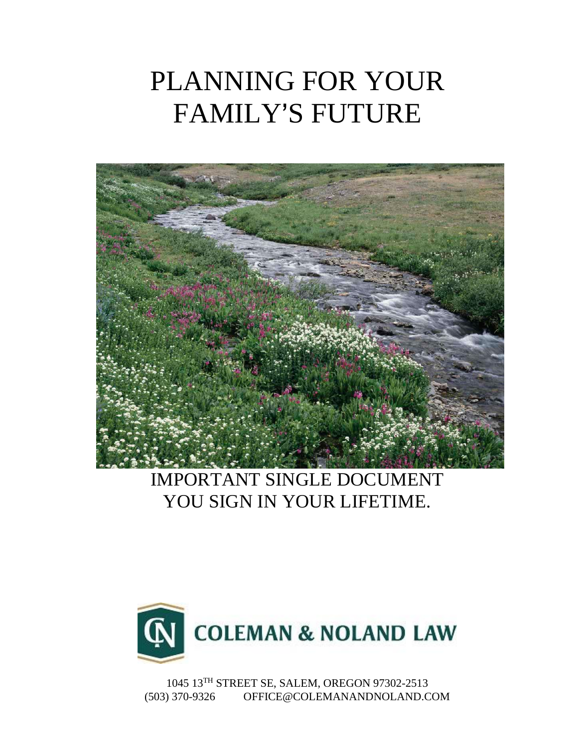# PLANNING FOR YOUR FAMILY'S FUTURE

IMPORTANT SINGLE DOCUMENT
YOU SIGN IN YOUR LIFETIME.

COLEMAN & NOLAND LAW

1045 13TH STREET SE, SALEM, OREGON 97302-2513
(503) 370-9326 OFFICE@COLEMANANDNOLAND.COM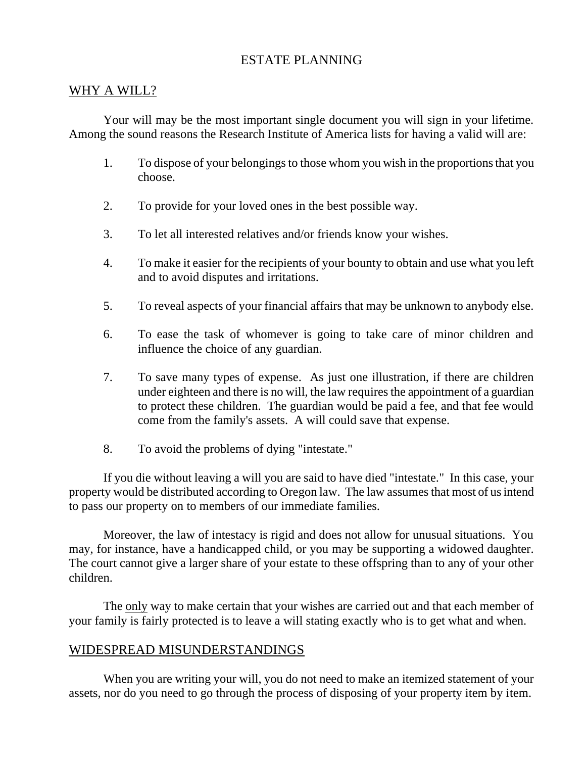# ESTATE PLANNING

## WHY A WILL?

Your will may be the most important single document you will sign in your lifetime. Among the sound reasons the Research Institute of America lists for having a valid will are:

1. To dispose of your belongings to those whom you wish in the proportions that you choose.

2. To provide for your loved ones in the best possible way.

3. To let all interested relatives and/or friends know your wishes.

4. To make it easier for the recipients of your bounty to obtain and use what you left and to avoid disputes and irritations.

5. To reveal aspects of your financial affairs that may be unknown to anybody else.

6. To ease the task of whomever is going to take care of minor children and influence the choice of any guardian.

7. To save many types of expense. As just one illustration, if there are children under eighteen and there is no will, the law requires the appointment of a guardian to protect these children. The guardian would be paid a fee, and that fee would come from the family's assets. A will could save that expense.

8. To avoid the problems of dying "intestate."

If you die without leaving a will you are said to have died "intestate." In this case, your property would be distributed according to Oregon law. The law assumes that most of us intend to pass our property on to members of our immediate families.

Moreover, the law of intestacy is rigid and does not allow for unusual situations. You may, for instance, have a handicapped child, or you may be supporting a widowed daughter. The court cannot give a larger share of your estate to these offspring than to any of your other children.

The <u>only</u> way to make certain that your wishes are carried out and that each member of your family is fairly protected is to leave a will stating exactly who is to get what and when.

## WIDESPREAD MISUNDERSTANDINGS

When you are writing your will, you do not need to make an itemized statement of your assets, nor do you need to go through the process of disposing of your property item by item.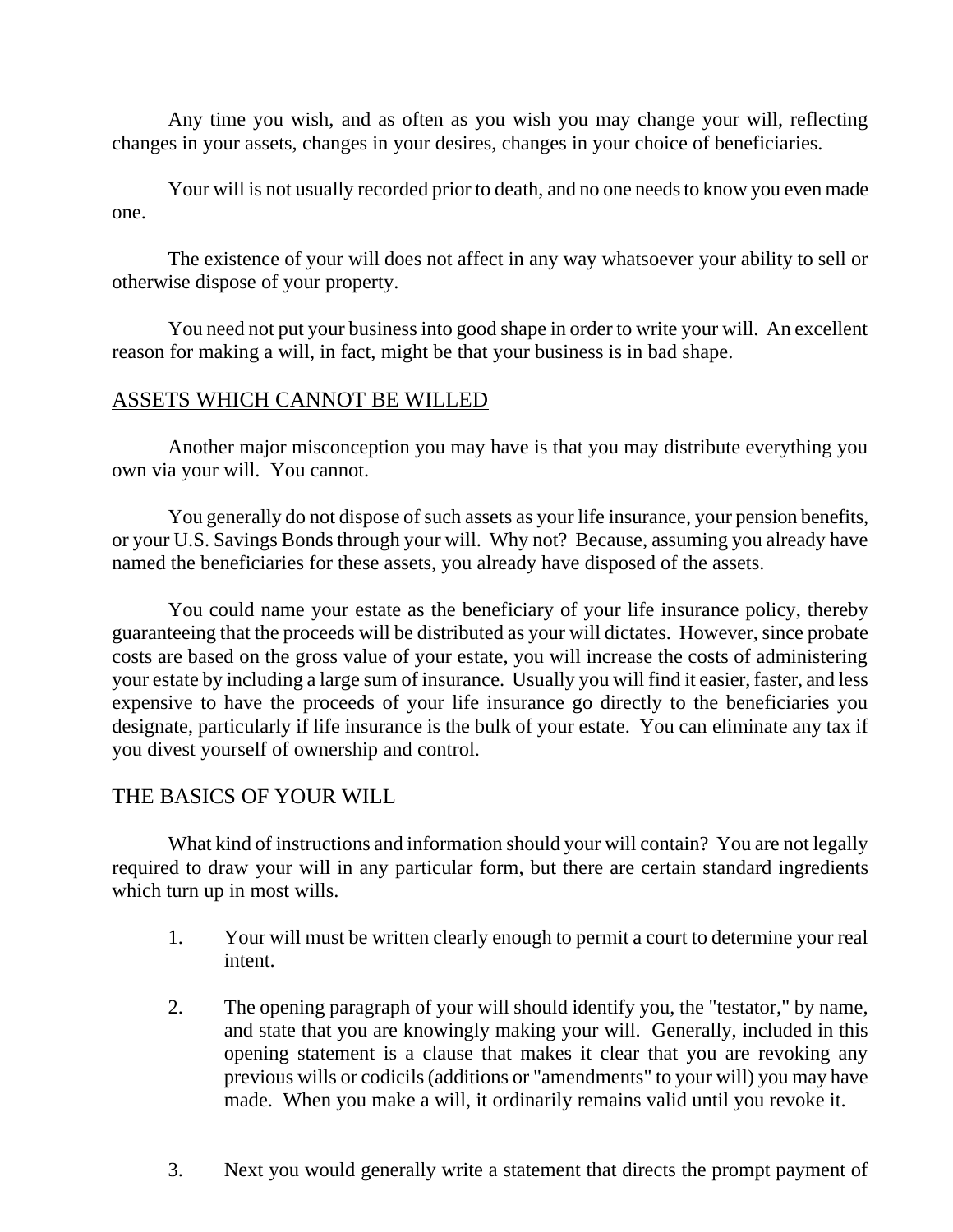Any time you wish, and as often as you wish you may change your will, reflecting changes in your assets, changes in your desires, changes in your choice of beneficiaries.

Your will is not usually recorded prior to death, and no one needs to know you even made one.

The existence of your will does not affect in any way whatsoever your ability to sell or otherwise dispose of your property.

You need not put your business into good shape in order to write your will. An excellent reason for making a will, in fact, might be that your business is in bad shape.

## ASSETS WHICH CANNOT BE WILLED

Another major misconception you may have is that you may distribute everything you own via your will. You cannot.

You generally do not dispose of such assets as your life insurance, your pension benefits, or your U.S. Savings Bonds through your will. Why not? Because, assuming you already have named the beneficiaries for these assets, you already have disposed of the assets.

You could name your estate as the beneficiary of your life insurance policy, thereby guaranteeing that the proceeds will be distributed as your will dictates. However, since probate costs are based on the gross value of your estate, you will increase the costs of administering your estate by including a large sum of insurance. Usually you will find it easier, faster, and less expensive to have the proceeds of your life insurance go directly to the beneficiaries you designate, particularly if life insurance is the bulk of your estate. You can eliminate any tax if you divest yourself of ownership and control.

## THE BASICS OF YOUR WILL

What kind of instructions and information should your will contain? You are not legally required to draw your will in any particular form, but there are certain standard ingredients which turn up in most wills.

1. Your will must be written clearly enough to permit a court to determine your real intent.

2. The opening paragraph of your will should identify you, the "testator," by name, and state that you are knowingly making your will. Generally, included in this opening statement is a clause that makes it clear that you are revoking any previous wills or codicils (additions or "amendments" to your will) you may have made. When you make a will, it ordinarily remains valid until you revoke it.

3. Next you would generally write a statement that directs the prompt payment of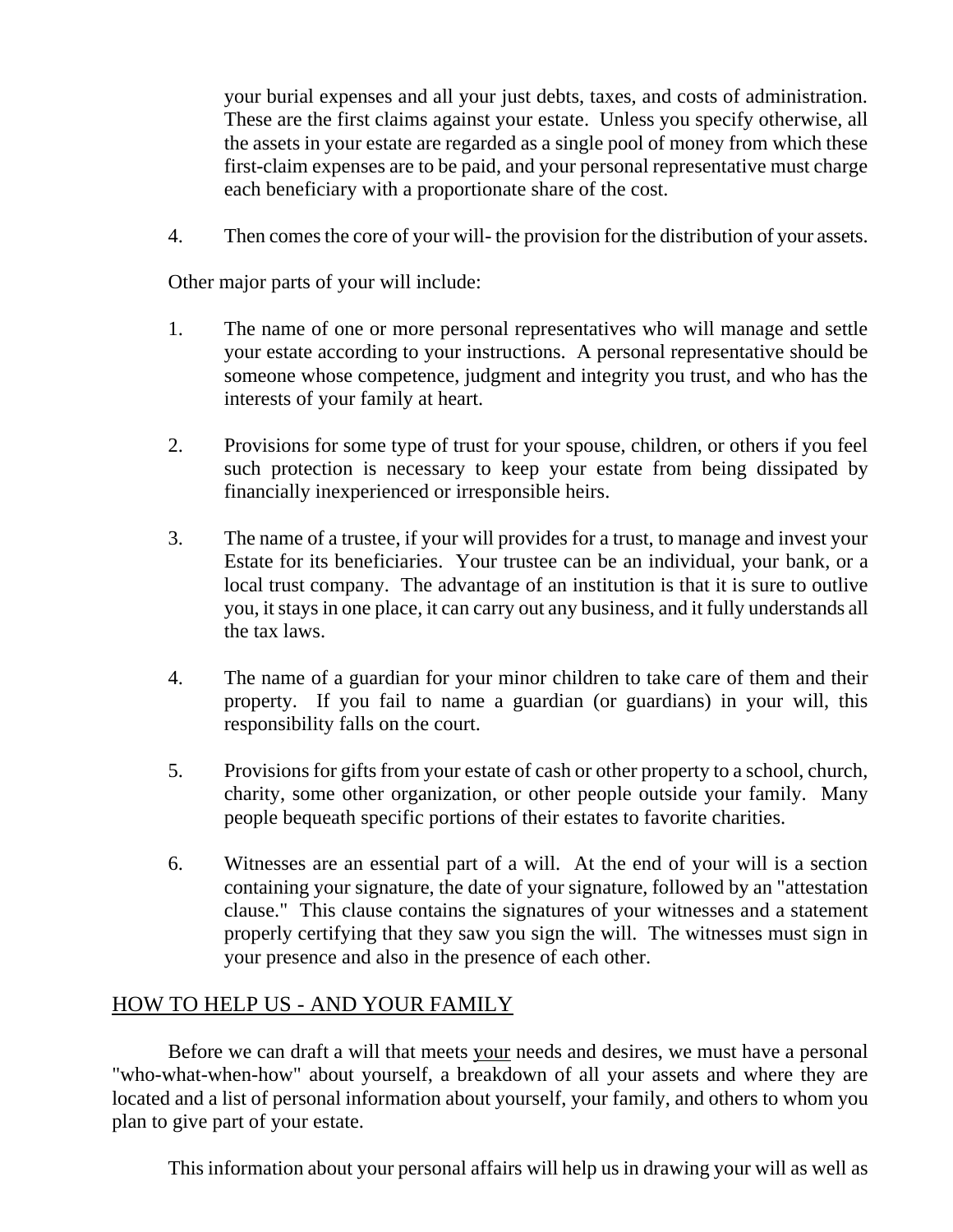your burial expenses and all your just debts, taxes, and costs of administration. These are the first claims against your estate. Unless you specify otherwise, all the assets in your estate are regarded as a single pool of money from which these first-claim expenses are to be paid, and your personal representative must charge each beneficiary with a proportionate share of the cost.

4. Then comes the core of your will- the provision for the distribution of your assets.

Other major parts of your will include:

1. The name of one or more personal representatives who will manage and settle your estate according to your instructions. A personal representative should be someone whose competence, judgment and integrity you trust, and who has the interests of your family at heart.

2. Provisions for some type of trust for your spouse, children, or others if you feel such protection is necessary to keep your estate from being dissipated by financially inexperienced or irresponsible heirs.

3. The name of a trustee, if your will provides for a trust, to manage and invest your Estate for its beneficiaries. Your trustee can be an individual, your bank, or a local trust company. The advantage of an institution is that it is sure to outlive you, it stays in one place, it can carry out any business, and it fully understands all the tax laws.

4. The name of a guardian for your minor children to take care of them and their property. If you fail to name a guardian (or guardians) in your will, this responsibility falls on the court.

5. Provisions for gifts from your estate of cash or other property to a school, church, charity, some other organization, or other people outside your family. Many people bequeath specific portions of their estates to favorite charities.

6. Witnesses are an essential part of a will. At the end of your will is a section containing your signature, the date of your signature, followed by an "attestation clause." This clause contains the signatures of your witnesses and a statement properly certifying that they saw you sign the will. The witnesses must sign in your presence and also in the presence of each other.

## HOW TO HELP US - AND YOUR FAMILY

Before we can draft a will that meets your needs and desires, we must have a personal "who-what-when-how" about yourself, a breakdown of all your assets and where they are located and a list of personal information about yourself, your family, and others to whom you plan to give part of your estate.

This information about your personal affairs will help us in drawing your will as well as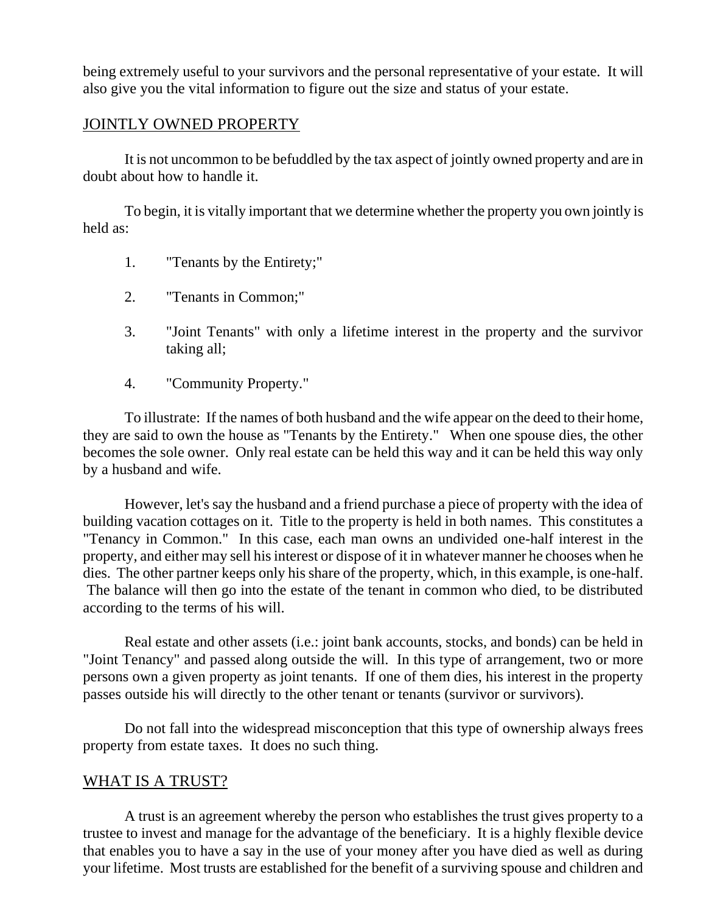being extremely useful to your survivors and the personal representative of your estate. It will also give you the vital information to figure out the size and status of your estate.

## JOINTLY OWNED PROPERTY

It is not uncommon to be befuddled by the tax aspect of jointly owned property and are in doubt about how to handle it.

To begin, it is vitally important that we determine whether the property you own jointly is held as:

1. "Tenants by the Entirety;"

2. "Tenants in Common;"

3. "Joint Tenants" with only a lifetime interest in the property and the survivor taking all;

4. "Community Property."

To illustrate: If the names of both husband and the wife appear on the deed to their home, they are said to own the house as "Tenants by the Entirety." When one spouse dies, the other becomes the sole owner. Only real estate can be held this way and it can be held this way only by a husband and wife.

However, let's say the husband and a friend purchase a piece of property with the idea of building vacation cottages on it. Title to the property is held in both names. This constitutes a "Tenancy in Common." In this case, each man owns an undivided one-half interest in the property, and either may sell his interest or dispose of it in whatever manner he chooses when he dies. The other partner keeps only his share of the property, which, in this example, is one-half. The balance will then go into the estate of the tenant in common who died, to be distributed according to the terms of his will.

Real estate and other assets (i.e.: joint bank accounts, stocks, and bonds) can be held in "Joint Tenancy" and passed along outside the will. In this type of arrangement, two or more persons own a given property as joint tenants. If one of them dies, his interest in the property passes outside his will directly to the other tenant or tenants (survivor or survivors).

Do not fall into the widespread misconception that this type of ownership always frees property from estate taxes. It does no such thing.

## WHAT IS A TRUST?

A trust is an agreement whereby the person who establishes the trust gives property to a trustee to invest and manage for the advantage of the beneficiary. It is a highly flexible device that enables you to have a say in the use of your money after you have died as well as during your lifetime. Most trusts are established for the benefit of a surviving spouse and children and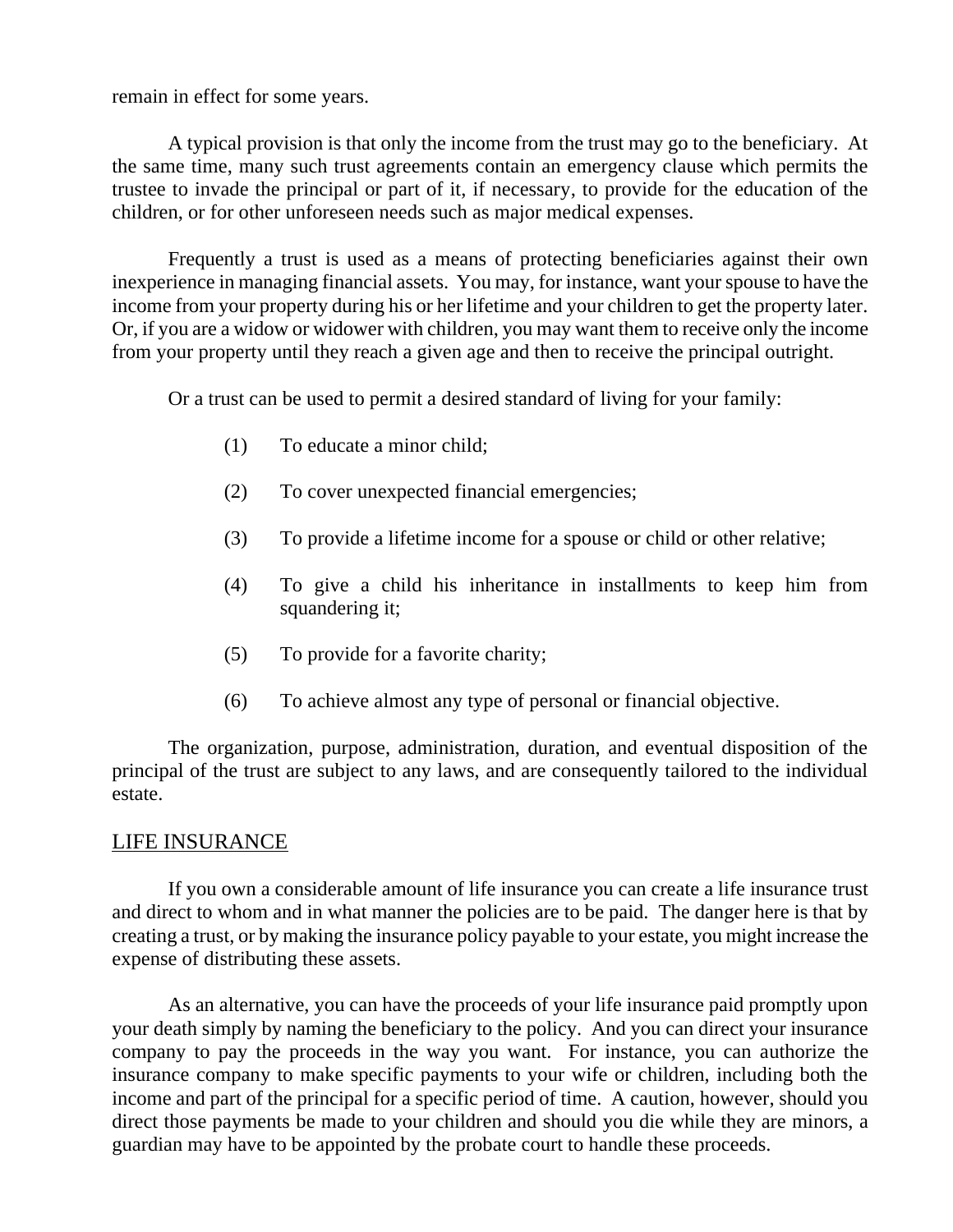remain in effect for some years.

A typical provision is that only the income from the trust may go to the beneficiary. At the same time, many such trust agreements contain an emergency clause which permits the trustee to invade the principal or part of it, if necessary, to provide for the education of the children, or for other unforeseen needs such as major medical expenses.

Frequently a trust is used as a means of protecting beneficiaries against their own inexperience in managing financial assets. You may, for instance, want your spouse to have the income from your property during his or her lifetime and your children to get the property later. Or, if you are a widow or widower with children, you may want them to receive only the income from your property until they reach a given age and then to receive the principal outright.

Or a trust can be used to permit a desired standard of living for your family:

(1) To educate a minor child;

(2) To cover unexpected financial emergencies;

(3) To provide a lifetime income for a spouse or child or other relative;

(4) To give a child his inheritance in installments to keep him from squandering it;

(5) To provide for a favorite charity;

(6) To achieve almost any type of personal or financial objective.

The organization, purpose, administration, duration, and eventual disposition of the principal of the trust are subject to any laws, and are consequently tailored to the individual estate.

## LIFE INSURANCE

If you own a considerable amount of life insurance you can create a life insurance trust and direct to whom and in what manner the policies are to be paid. The danger here is that by creating a trust, or by making the insurance policy payable to your estate, you might increase the expense of distributing these assets.

As an alternative, you can have the proceeds of your life insurance paid promptly upon your death simply by naming the beneficiary to the policy. And you can direct your insurance company to pay the proceeds in the way you want. For instance, you can authorize the insurance company to make specific payments to your wife or children, including both the income and part of the principal for a specific period of time. A caution, however, should you direct those payments be made to your children and should you die while they are minors, a guardian may have to be appointed by the probate court to handle these proceeds.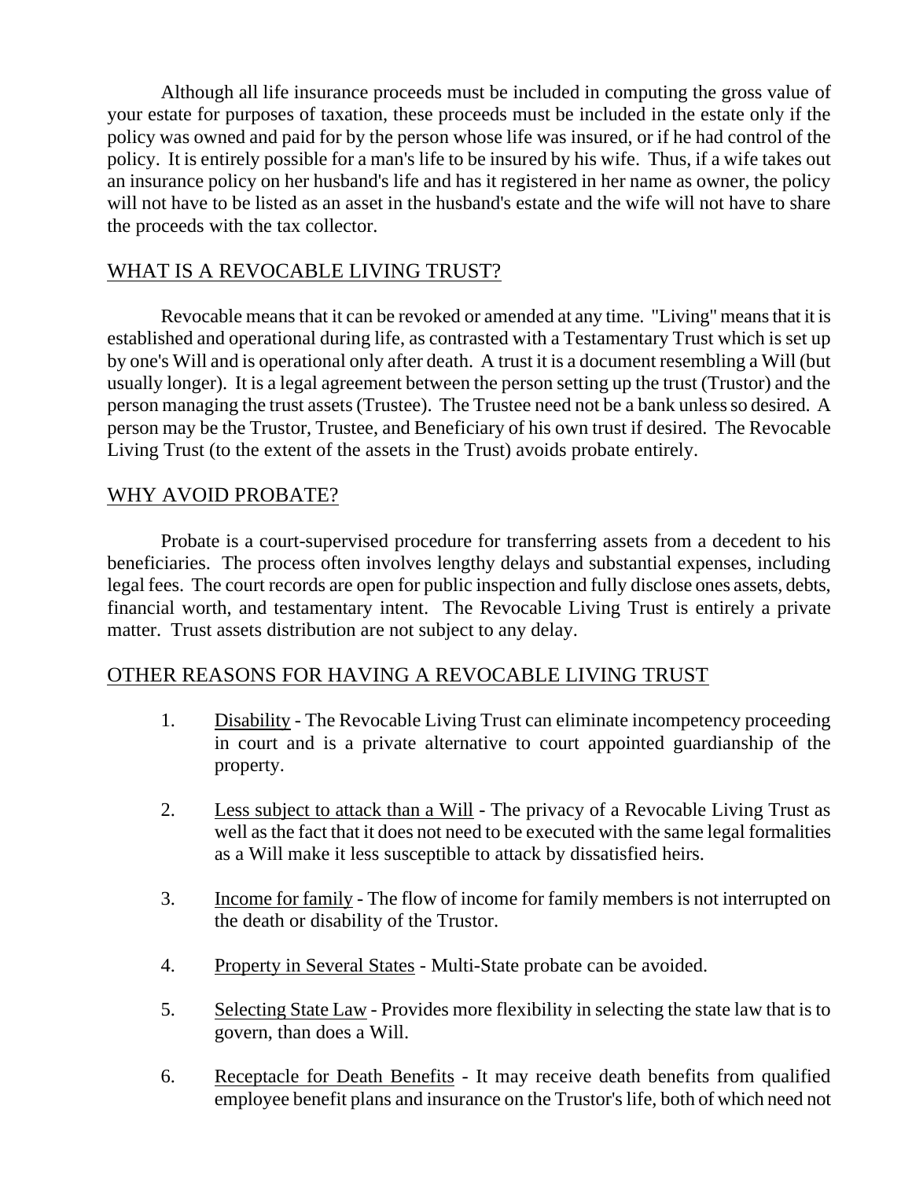Although all life insurance proceeds must be included in computing the gross value of your estate for purposes of taxation, these proceeds must be included in the estate only if the policy was owned and paid for by the person whose life was insured, or if he had control of the policy. It is entirely possible for a man's life to be insured by his wife. Thus, if a wife takes out an insurance policy on her husband's life and has it registered in her name as owner, the policy will not have to be listed as an asset in the husband's estate and the wife will not have to share the proceeds with the tax collector.

## WHAT IS A REVOCABLE LIVING TRUST?

Revocable means that it can be revoked or amended at any time. "Living" means that it is established and operational during life, as contrasted with a Testamentary Trust which is set up by one's Will and is operational only after death. A trust it is a document resembling a Will (but usually longer). It is a legal agreement between the person setting up the trust (Trustor) and the person managing the trust assets (Trustee). The Trustee need not be a bank unless so desired. A person may be the Trustor, Trustee, and Beneficiary of his own trust if desired. The Revocable Living Trust (to the extent of the assets in the Trust) avoids probate entirely.

## WHY AVOID PROBATE?

Probate is a court-supervised procedure for transferring assets from a decedent to his beneficiaries. The process often involves lengthy delays and substantial expenses, including legal fees. The court records are open for public inspection and fully disclose ones assets, debts, financial worth, and testamentary intent. The Revocable Living Trust is entirely a private matter. Trust assets distribution are not subject to any delay.

## OTHER REASONS FOR HAVING A REVOCABLE LIVING TRUST

1. Disability - The Revocable Living Trust can eliminate incompetency proceeding in court and is a private alternative to court appointed guardianship of the property.

2. Less subject to attack than a Will - The privacy of a Revocable Living Trust as well as the fact that it does not need to be executed with the same legal formalities as a Will make it less susceptible to attack by dissatisfied heirs.

3. Income for family - The flow of income for family members is not interrupted on the death or disability of the Trustor.

4. Property in Several States - Multi-State probate can be avoided.

5. Selecting State Law - Provides more flexibility in selecting the state law that is to govern, than does a Will.

6. Receptacle for Death Benefits - It may receive death benefits from qualified employee benefit plans and insurance on the Trustor's life, both of which need not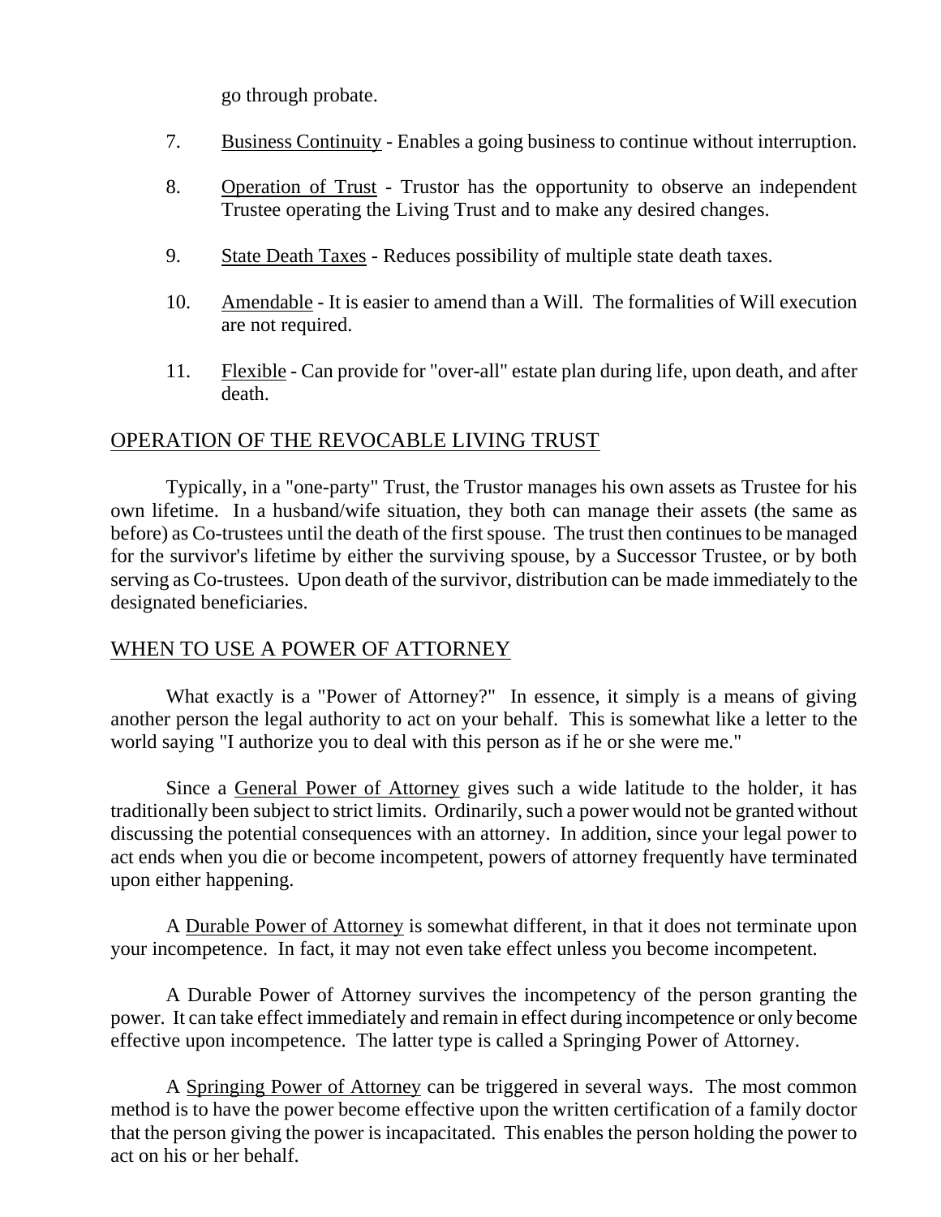go through probate.

7. Business Continuity - Enables a going business to continue without interruption.

8. Operation of Trust - Trustor has the opportunity to observe an independent Trustee operating the Living Trust and to make any desired changes.

9. State Death Taxes - Reduces possibility of multiple state death taxes.

10. Amendable - It is easier to amend than a Will. The formalities of Will execution are not required.

11. Flexible - Can provide for "over-all" estate plan during life, upon death, and after death.

## OPERATION OF THE REVOCABLE LIVING TRUST

Typically, in a "one-party" Trust, the Trustor manages his own assets as Trustee for his own lifetime. In a husband/wife situation, they both can manage their assets (the same as before) as Co-trustees until the death of the first spouse. The trust then continues to be managed for the survivor's lifetime by either the surviving spouse, by a Successor Trustee, or by both serving as Co-trustees. Upon death of the survivor, distribution can be made immediately to the designated beneficiaries.

## WHEN TO USE A POWER OF ATTORNEY

What exactly is a "Power of Attorney?" In essence, it simply is a means of giving another person the legal authority to act on your behalf. This is somewhat like a letter to the world saying "I authorize you to deal with this person as if he or she were me."

Since a General Power of Attorney gives such a wide latitude to the holder, it has traditionally been subject to strict limits. Ordinarily, such a power would not be granted without discussing the potential consequences with an attorney. In addition, since your legal power to act ends when you die or become incompetent, powers of attorney frequently have terminated upon either happening.

A Durable Power of Attorney is somewhat different, in that it does not terminate upon your incompetence. In fact, it may not even take effect unless you become incompetent.

A Durable Power of Attorney survives the incompetency of the person granting the power. It can take effect immediately and remain in effect during incompetence or only become effective upon incompetence. The latter type is called a Springing Power of Attorney.

A Springing Power of Attorney can be triggered in several ways. The most common method is to have the power become effective upon the written certification of a family doctor that the person giving the power is incapacitated. This enables the person holding the power to act on his or her behalf.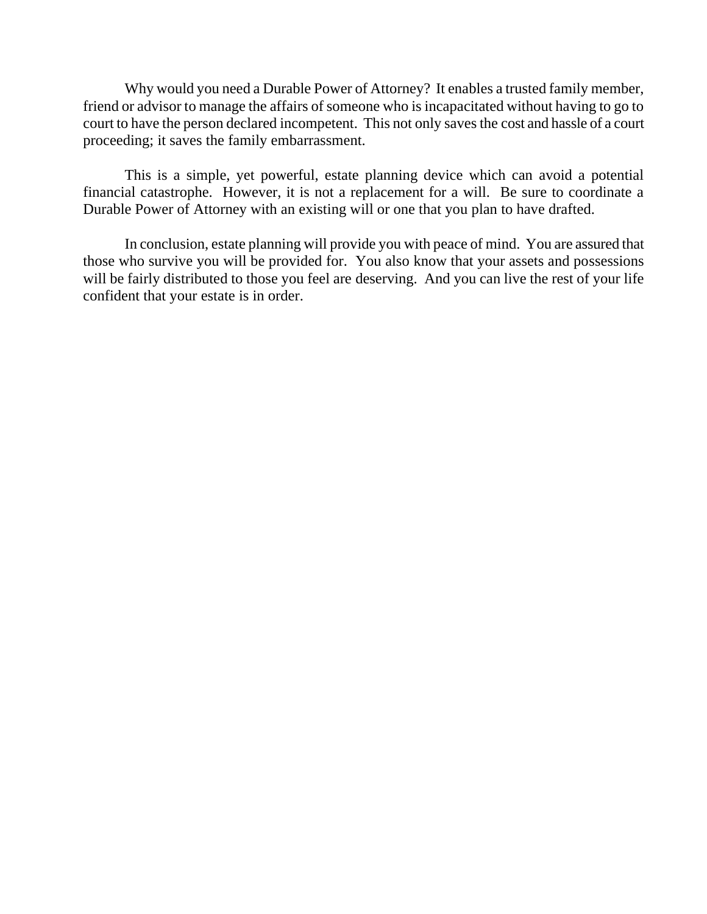Why would you need a Durable Power of Attorney? It enables a trusted family member, friend or advisor to manage the affairs of someone who is incapacitated without having to go to court to have the person declared incompetent. This not only saves the cost and hassle of a court proceeding; it saves the family embarrassment.

This is a simple, yet powerful, estate planning device which can avoid a potential financial catastrophe. However, it is not a replacement for a will. Be sure to coordinate a Durable Power of Attorney with an existing will or one that you plan to have drafted.

In conclusion, estate planning will provide you with peace of mind. You are assured that those who survive you will be provided for. You also know that your assets and possessions will be fairly distributed to those you feel are deserving. And you can live the rest of your life confident that your estate is in order.